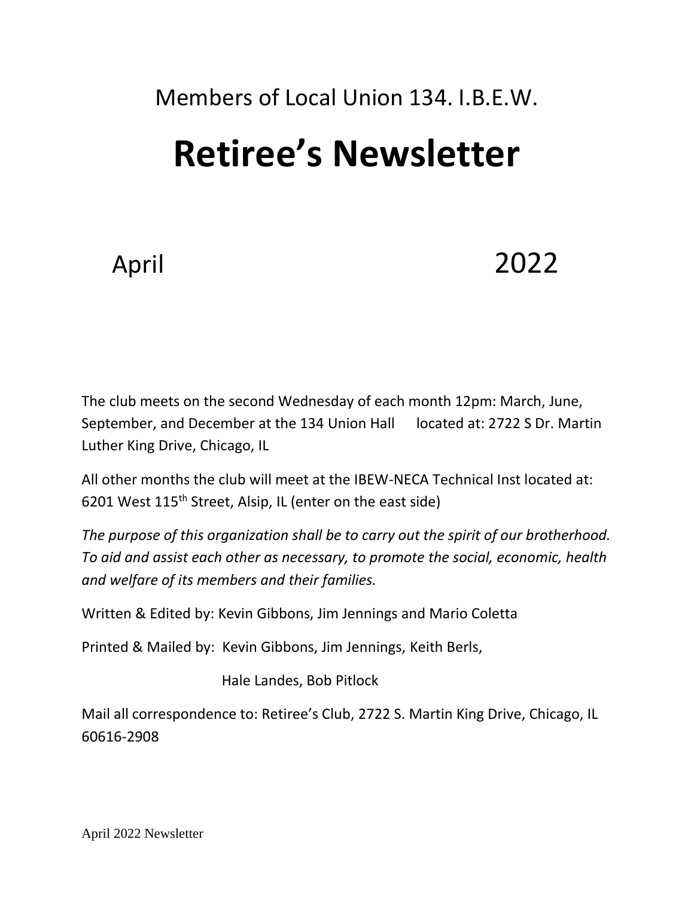Members of Local Union 134. I.B.E.W.

# Retiree's Newsletter

April 2022

The club meets on the second Wednesday of each month 12pm: March, June, September, and December at the 134 Union Hall located at: 2722 S Dr. Martin Luther King Drive, Chicago, IL

All other months the club will meet at the IBEW-NECA Technical Inst located at: 6201 West 115th Street, Alsip, IL (enter on the east side)

*The purpose of this organization shall be to carry out the spirit of our brotherhood. To aid and assist each other as necessary, to promote the social, economic, health and welfare of its members and their families.*

Written & Edited by: Kevin Gibbons, Jim Jennings and Mario Coletta

Printed & Mailed by: Kevin Gibbons, Jim Jennings, Keith Berls,
Hale Landes, Bob Pitlock

Mail all correspondence to: Retiree's Club, 2722 S. Martin King Drive, Chicago, IL 60616-2908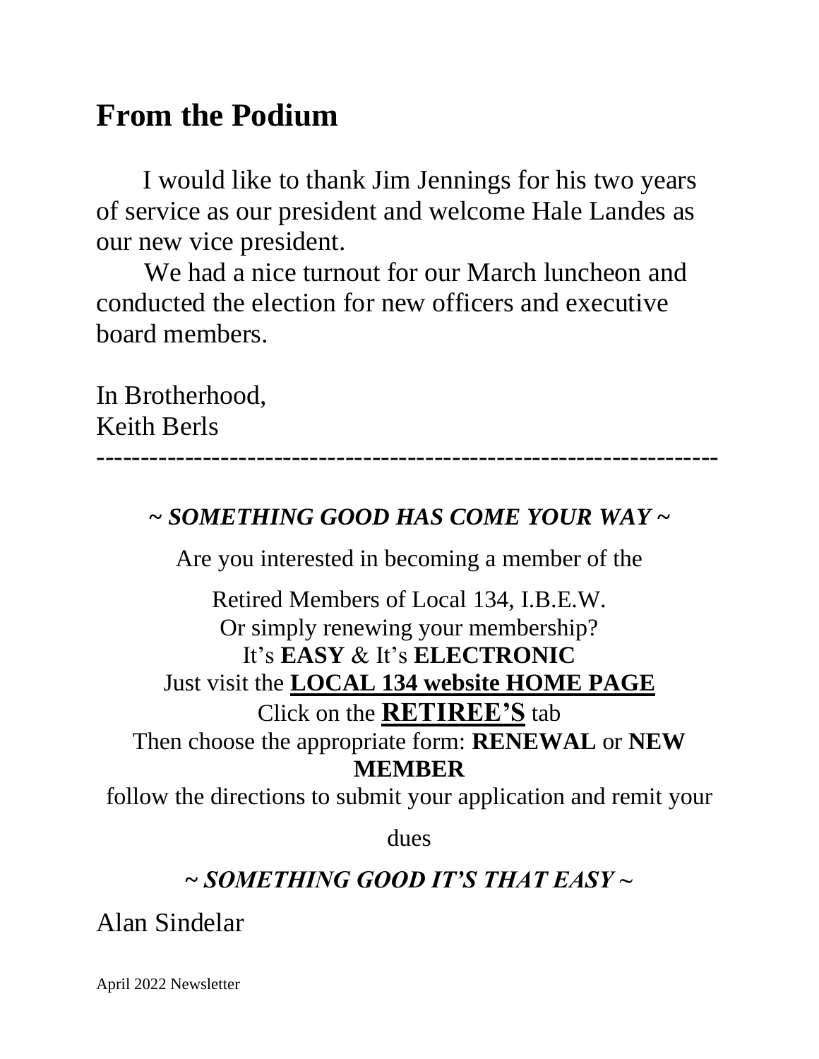# From the Podium

I would like to thank Jim Jennings for his two years of service as our president and welcome Hale Landes as our new vice president.

We had a nice turnout for our March luncheon and conducted the election for new officers and executive board members.

In Brotherhood,
Keith Berls

---

***~ SOMETHING GOOD HAS COME YOUR WAY ~***

Are you interested in becoming a member of the

Retired Members of Local 134, I.B.E.W.
Or simply renewing your membership?
It's **EASY** & It's **ELECTRONIC**
Just visit the **LOCAL 134 website HOME PAGE**
Click on the **RETIREE'S** tab
Then choose the appropriate form: **RENEWAL** or **NEW MEMBER**
follow the directions to submit your application and remit your dues

***~ SOMETHING GOOD IT'S THAT EASY ~***

Alan Sindelar

April 2022 Newsletter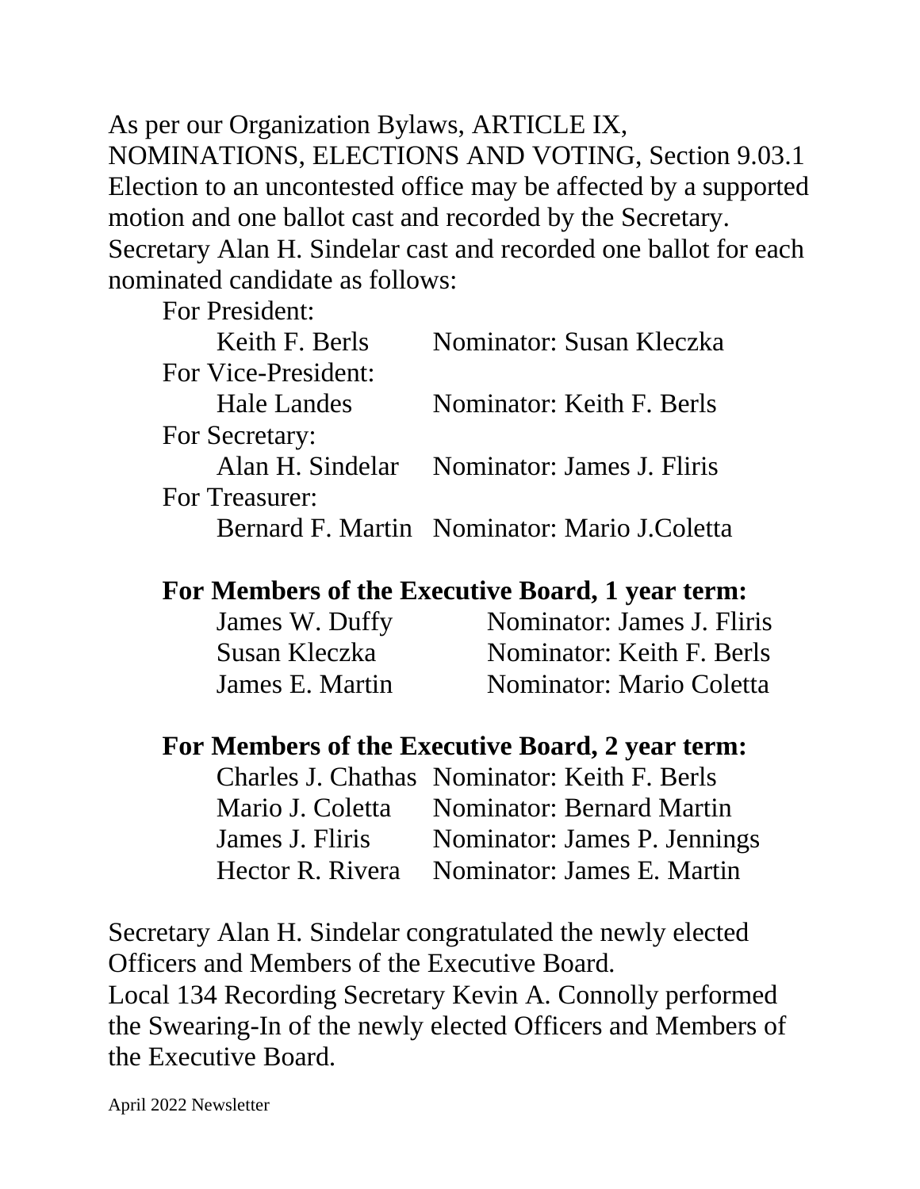As per our Organization Bylaws, ARTICLE IX, NOMINATIONS, ELECTIONS AND VOTING, Section 9.03.1 Election to an uncontested office may be affected by a supported motion and one ballot cast and recorded by the Secretary. Secretary Alan H. Sindelar cast and recorded one ballot for each nominated candidate as follows:

For President:
- Keith F. Berls — Nominator: Susan Kleczka

For Vice-President:
- Hale Landes — Nominator: Keith F. Berls

For Secretary:
- Alan H. Sindelar — Nominator: James J. Fliris

For Treasurer:
- Bernard F. Martin — Nominator: Mario J.Coletta

**For Members of the Executive Board, 1 year term:**

- James W. Duffy — Nominator: James J. Fliris
- Susan Kleczka — Nominator: Keith F. Berls
- James E. Martin — Nominator: Mario Coletta

**For Members of the Executive Board, 2 year term:**

- Charles J. Chathas — Nominator: Keith F. Berls
- Mario J. Coletta — Nominator: Bernard Martin
- James J. Fliris — Nominator: James P. Jennings
- Hector R. Rivera — Nominator: James E. Martin

Secretary Alan H. Sindelar congratulated the newly elected Officers and Members of the Executive Board.
Local 134 Recording Secretary Kevin A. Connolly performed the Swearing-In of the newly elected Officers and Members of the Executive Board.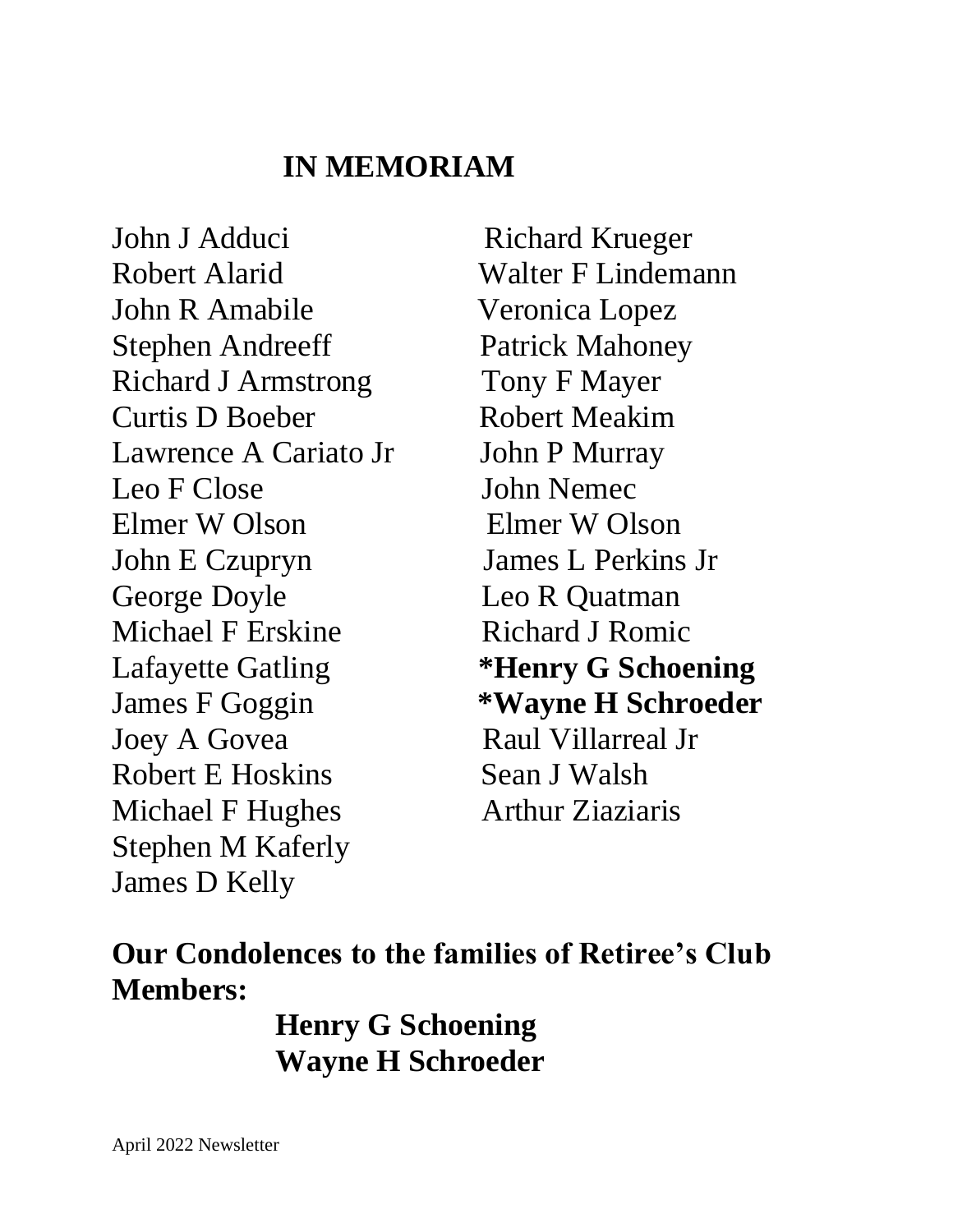# IN MEMORIAM

John J Adduci
Robert Alarid
John R Amabile
Stephen Andreeff
Richard J Armstrong
Curtis D Boeber
Lawrence A Cariato Jr
Leo F Close
Elmer W Olson
John E Czupryn
George Doyle
Michael F Erskine
Lafayette Gatling
James F Goggin
Joey A Govea
Robert E Hoskins
Michael F Hughes
Stephen M Kaferly
James D Kelly
Richard Krueger
Walter F Lindemann
Veronica Lopez
Patrick Mahoney
Tony F Mayer
Robert Meakim
John P Murray
John Nemec
Elmer W Olson
James L Perkins Jr
Leo R Quatman
Richard J Romic
**\*Henry G Schoening**
**\*Wayne H Schroeder**
Raul Villarreal Jr
Sean J Walsh
Arthur Ziaziaris

**Our Condolences to the families of Retiree's Club Members:**

**Henry G Schoening**
**Wayne H Schroeder**

April 2022 Newsletter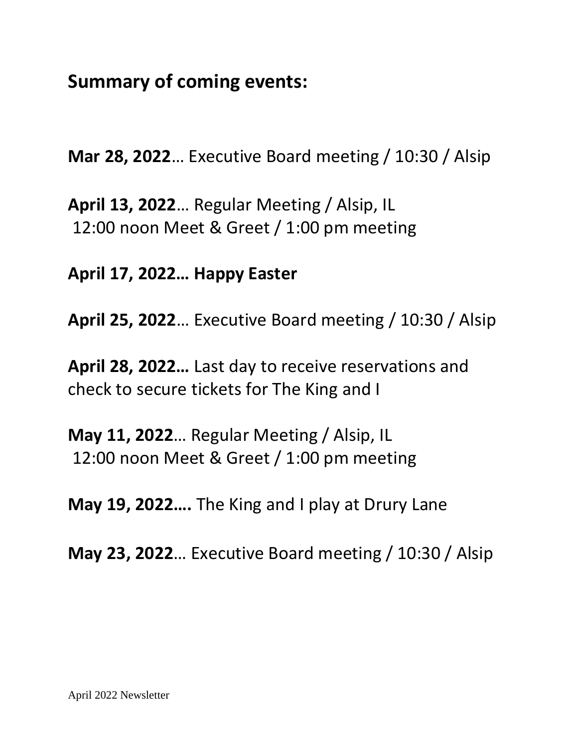## Summary of coming events:

**Mar 28, 2022**… Executive Board meeting / 10:30 / Alsip

**April 13, 2022**… Regular Meeting / Alsip, IL
12:00 noon Meet & Greet / 1:00 pm meeting

**April 17, 2022… Happy Easter**

**April 25, 2022**… Executive Board meeting / 10:30 / Alsip

**April 28, 2022…** Last day to receive reservations and check to secure tickets for The King and I

**May 11, 2022**… Regular Meeting / Alsip, IL
12:00 noon Meet & Greet / 1:00 pm meeting

**May 19, 2022….** The King and I play at Drury Lane

**May 23, 2022**… Executive Board meeting / 10:30 / Alsip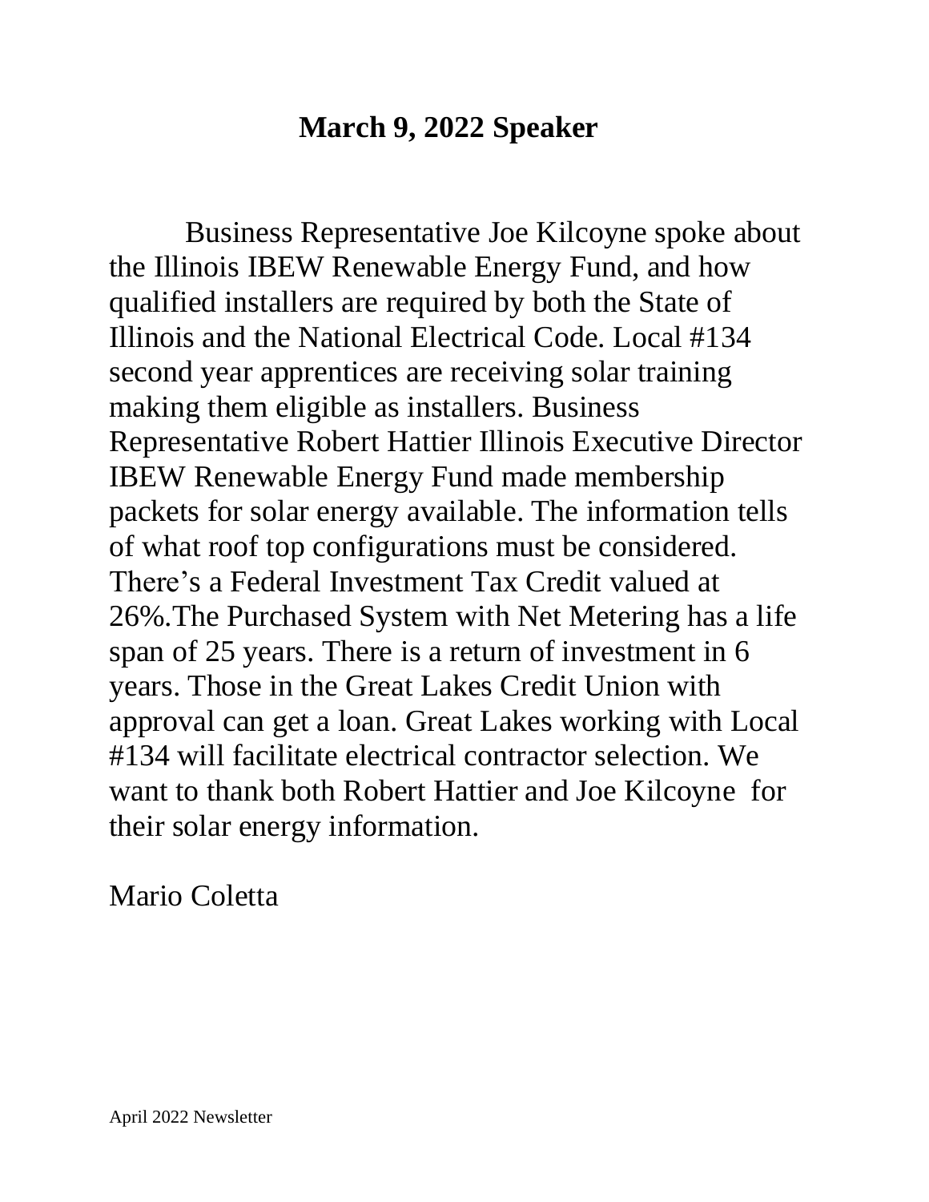## March 9, 2022 Speaker

Business Representative Joe Kilcoyne spoke about the Illinois IBEW Renewable Energy Fund, and how qualified installers are required by both the State of Illinois and the National Electrical Code. Local #134 second year apprentices are receiving solar training making them eligible as installers. Business Representative Robert Hattier Illinois Executive Director IBEW Renewable Energy Fund made membership packets for solar energy available. The information tells of what roof top configurations must be considered. There's a Federal Investment Tax Credit valued at 26%.The Purchased System with Net Metering has a life span of 25 years. There is a return of investment in 6 years. Those in the Great Lakes Credit Union with approval can get a loan. Great Lakes working with Local #134 will facilitate electrical contractor selection. We want to thank both Robert Hattier and Joe Kilcoyne for their solar energy information.

Mario Coletta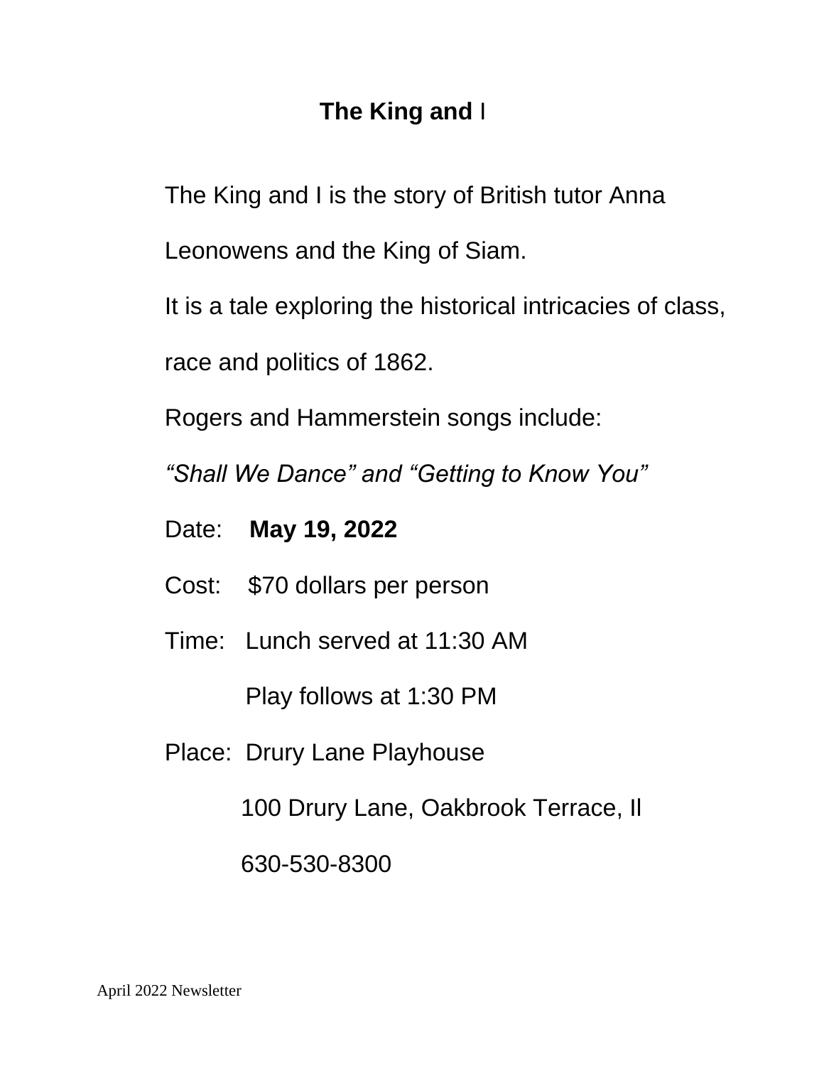# The King and I

The King and I is the story of British tutor Anna Leonowens and the King of Siam.

It is a tale exploring the historical intricacies of class, race and politics of 1862.

Rogers and Hammerstein songs include:

*"Shall We Dance" and "Getting to Know You"*

Date: **May 19, 2022**

Cost: $70 dollars per person

Time: Lunch served at 11:30 AM

Play follows at 1:30 PM

Place: Drury Lane Playhouse

100 Drury Lane, Oakbrook Terrace, Il

630-530-8300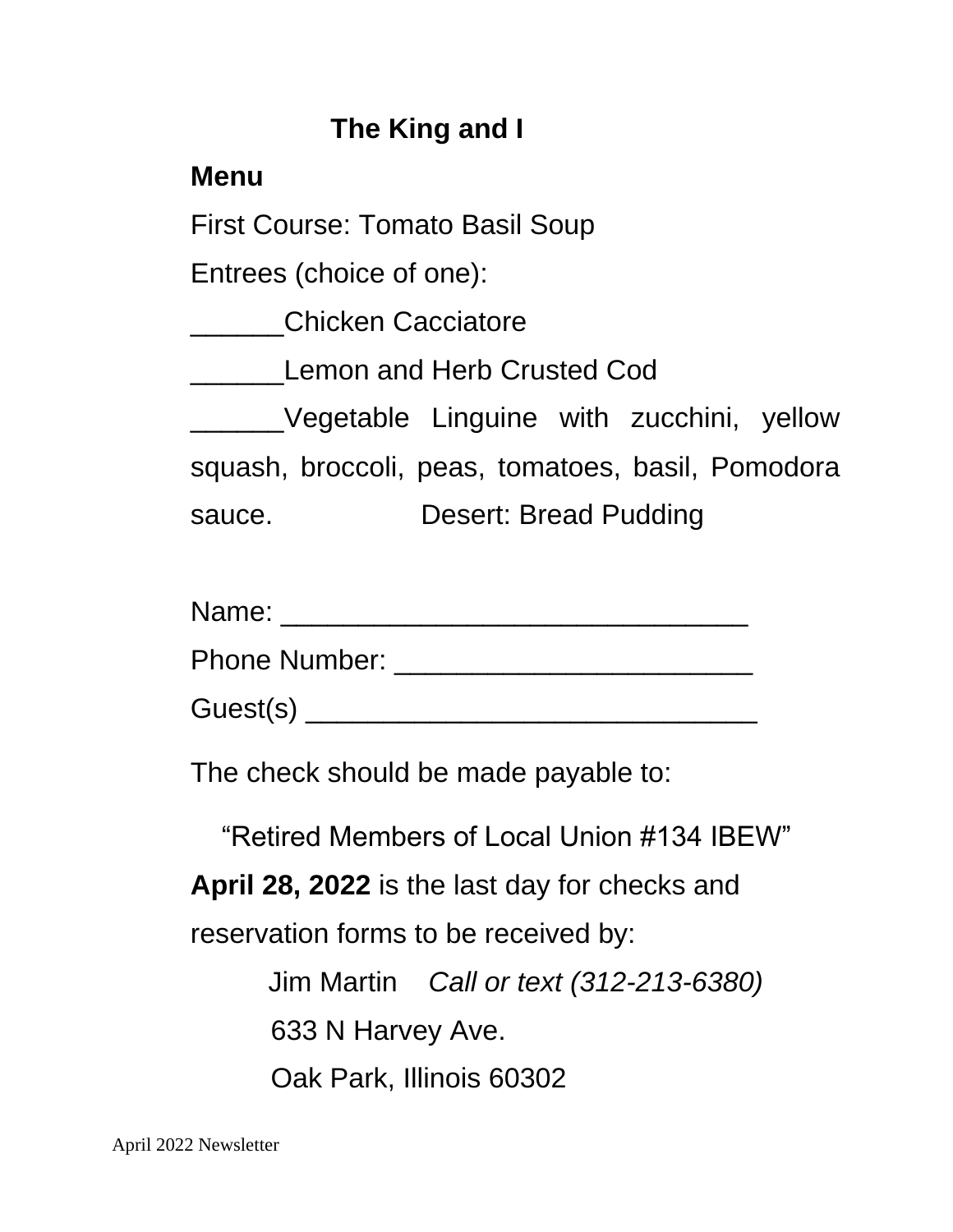**The King and I**

**Menu**

First Course: Tomato Basil Soup

Entrees (choice of one):

______Chicken Cacciatore

______Lemon and Herb Crusted Cod

______Vegetable Linguine with zucchini, yellow squash, broccoli, peas, tomatoes, basil, Pomodora sauce.

Desert: Bread Pudding

Name: ______________________________

Phone Number: _______________________

Guest(s) _____________________________

The check should be made payable to:

"Retired Members of Local Union #134 IBEW"

**April 28, 2022** is the last day for checks and reservation forms to be received by:

Jim Martin *Call or text (312-213-6380)*

633 N Harvey Ave.

Oak Park, Illinois 60302